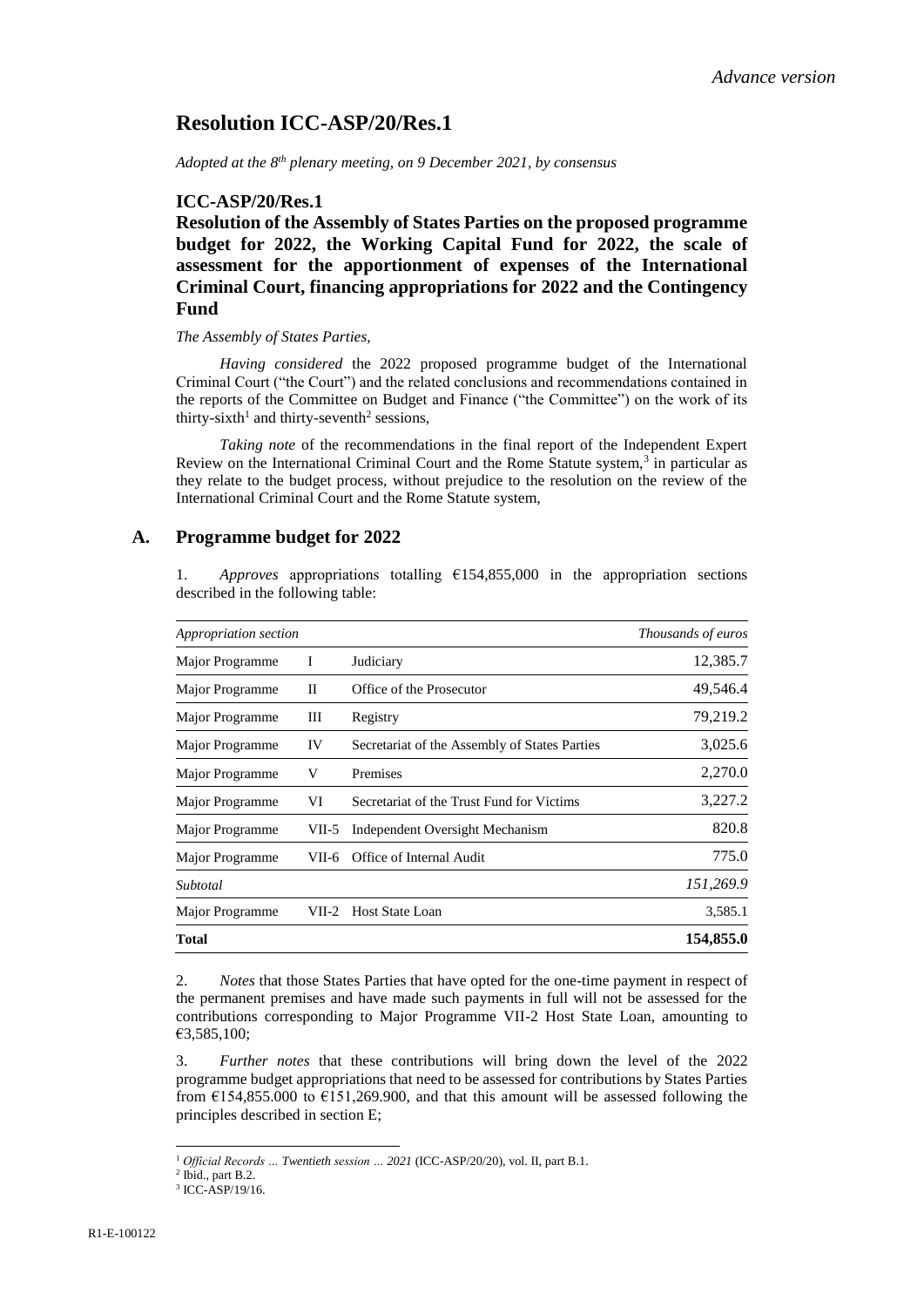*Advance version*

# Resolution ICC-ASP/20/Res.1

*Adopted at the 8th plenary meeting, on 9 December 2021, by consensus*

## ICC-ASP/20/Res.1

## Resolution of the Assembly of States Parties on the proposed programme budget for 2022, the Working Capital Fund for 2022, the scale of assessment for the apportionment of expenses of the International Criminal Court, financing appropriations for 2022 and the Contingency Fund

*The Assembly of States Parties,*

*Having considered* the 2022 proposed programme budget of the International Criminal Court ("the Court") and the related conclusions and recommendations contained in the reports of the Committee on Budget and Finance ("the Committee") on the work of its thirty-sixth[1] and thirty-seventh[2] sessions,

*Taking note* of the recommendations in the final report of the Independent Expert Review on the International Criminal Court and the Rome Statute system,[3] in particular as they relate to the budget process, without prejudice to the resolution on the review of the International Criminal Court and the Rome Statute system,

## A. Programme budget for 2022

1. *Approves* appropriations totalling €154,855,000 in the appropriation sections described in the following table:

| *Appropriation section* | | | *Thousands of euros* |
|---|---|---|---|
| Major Programme | I | Judiciary | 12,385.7 |
| Major Programme | II | Office of the Prosecutor | 49,546.4 |
| Major Programme | III | Registry | 79,219.2 |
| Major Programme | IV | Secretariat of the Assembly of States Parties | 3,025.6 |
| Major Programme | V | Premises | 2,270.0 |
| Major Programme | VI | Secretariat of the Trust Fund for Victims | 3,227.2 |
| Major Programme | VII-5 | Independent Oversight Mechanism | 820.8 |
| Major Programme | VII-6 | Office of Internal Audit | 775.0 |
| *Subtotal* | | | *151,269.9* |
| Major Programme | VII-2 | Host State Loan | 3,585.1 |
| **Total** | | | **154,855.0** |

2. *Notes* that those States Parties that have opted for the one-time payment in respect of the permanent premises and have made such payments in full will not be assessed for the contributions corresponding to Major Programme VII-2 Host State Loan, amounting to €3,585,100;

3. *Further notes* that these contributions will bring down the level of the 2022 programme budget appropriations that need to be assessed for contributions by States Parties from €154,855.000 to €151,269.900, and that this amount will be assessed following the principles described in section E;

[1] *Official Records … Twentieth session … 2021* (ICC-ASP/20/20), vol. II, part B.1.

[2] Ibid., part B.2.

[3] ICC-ASP/19/16.

R1-E-100122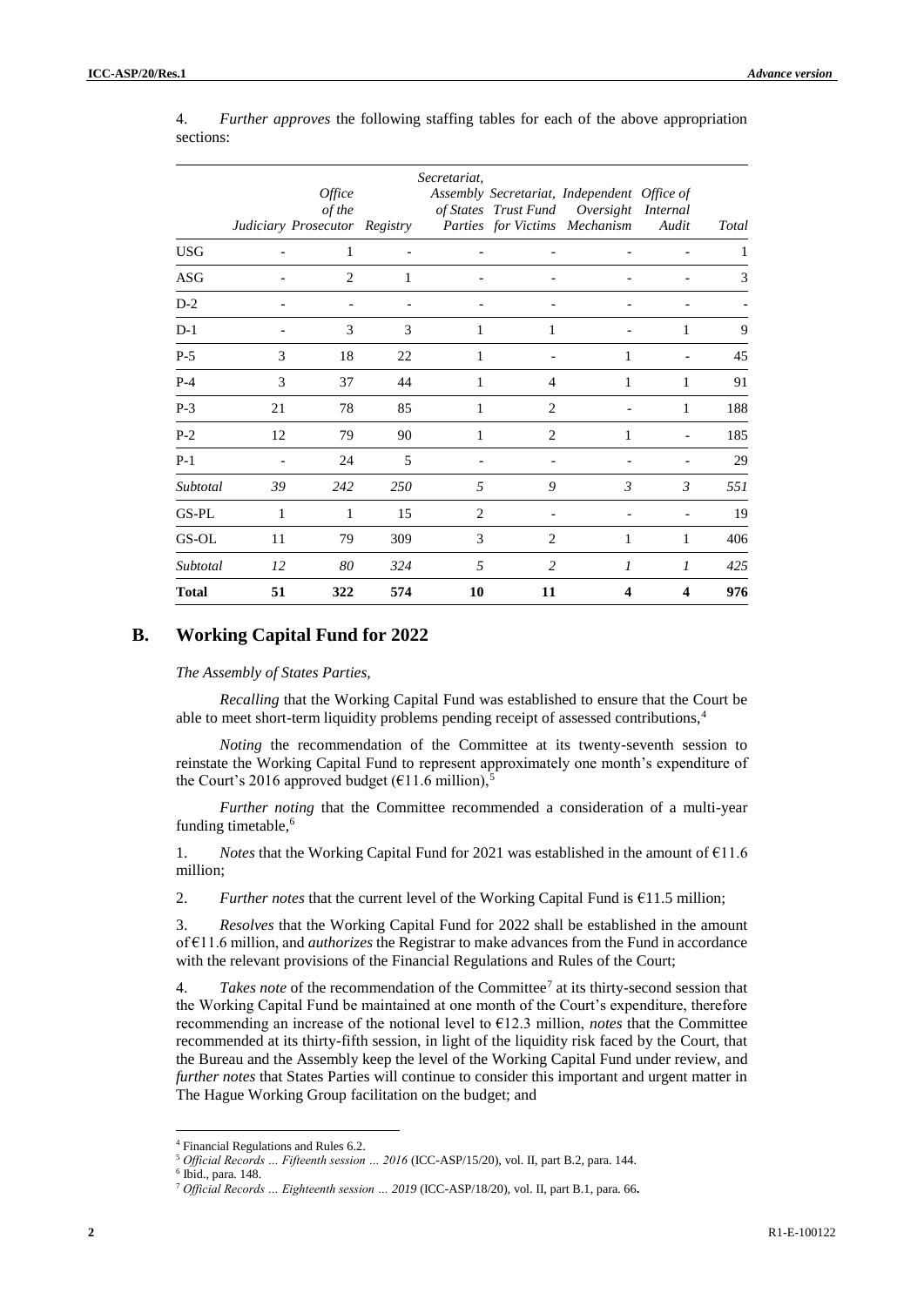4. *Further approves* the following staffing tables for each of the above appropriation sections:

| | Judiciary | Office of the Prosecutor | Registry | Secretariat, Assembly of States Parties | Secretariat, Trust Fund for Victims | Independent Oversight Mechanism | Office of Internal Audit | Total |
|---|---|---|---|---|---|---|---|---|
| USG | - | 1 | - | - | - | - | - | 1 |
| ASG | - | 2 | 1 | - | - | - | - | 3 |
| D-2 | - | - | - | - | - | - | - | - |
| D-1 | - | 3 | 3 | 1 | 1 | - | 1 | 9 |
| P-5 | 3 | 18 | 22 | 1 | - | 1 | - | 45 |
| P-4 | 3 | 37 | 44 | 1 | 4 | 1 | 1 | 91 |
| P-3 | 21 | 78 | 85 | 1 | 2 | - | 1 | 188 |
| P-2 | 12 | 79 | 90 | 1 | 2 | 1 | - | 185 |
| P-1 | - | 24 | 5 | - | - | - | - | 29 |
| *Subtotal* | *39* | *242* | *250* | *5* | *9* | *3* | *3* | *551* |
| GS-PL | 1 | 1 | 15 | 2 | - | - | - | 19 |
| GS-OL | 11 | 79 | 309 | 3 | 2 | 1 | 1 | 406 |
| *Subtotal* | *12* | *80* | *324* | *5* | *2* | *1* | *1* | *425* |
| **Total** | **51** | **322** | **574** | **10** | **11** | **4** | **4** | **976** |

## B. Working Capital Fund for 2022

*The Assembly of States Parties,*

*Recalling* that the Working Capital Fund was established to ensure that the Court be able to meet short-term liquidity problems pending receipt of assessed contributions,[4]

*Noting* the recommendation of the Committee at its twenty-seventh session to reinstate the Working Capital Fund to represent approximately one month's expenditure of the Court's 2016 approved budget (€11.6 million),[5]

*Further noting* that the Committee recommended a consideration of a multi-year funding timetable,[6]

1. *Notes* that the Working Capital Fund for 2021 was established in the amount of €11.6 million;

2. *Further notes* that the current level of the Working Capital Fund is €11.5 million;

3. *Resolves* that the Working Capital Fund for 2022 shall be established in the amount of €11.6 million, and *authorizes* the Registrar to make advances from the Fund in accordance with the relevant provisions of the Financial Regulations and Rules of the Court;

4. *Takes note* of the recommendation of the Committee[7] at its thirty-second session that the Working Capital Fund be maintained at one month of the Court's expenditure, therefore recommending an increase of the notional level to €12.3 million, *notes* that the Committee recommended at its thirty-fifth session, in light of the liquidity risk faced by the Court, that the Bureau and the Assembly keep the level of the Working Capital Fund under review, and *further notes* that States Parties will continue to consider this important and urgent matter in The Hague Working Group facilitation on the budget; and

---

[4] Financial Regulations and Rules 6.2.

[5] *Official Records … Fifteenth session … 2016* (ICC-ASP/15/20), vol. II, part B.2, para. 144.

[6] Ibid., para. 148.

[7] *Official Records … Eighteenth session … 2019* (ICC-ASP/18/20), vol. II, part B.1, para. 66**.**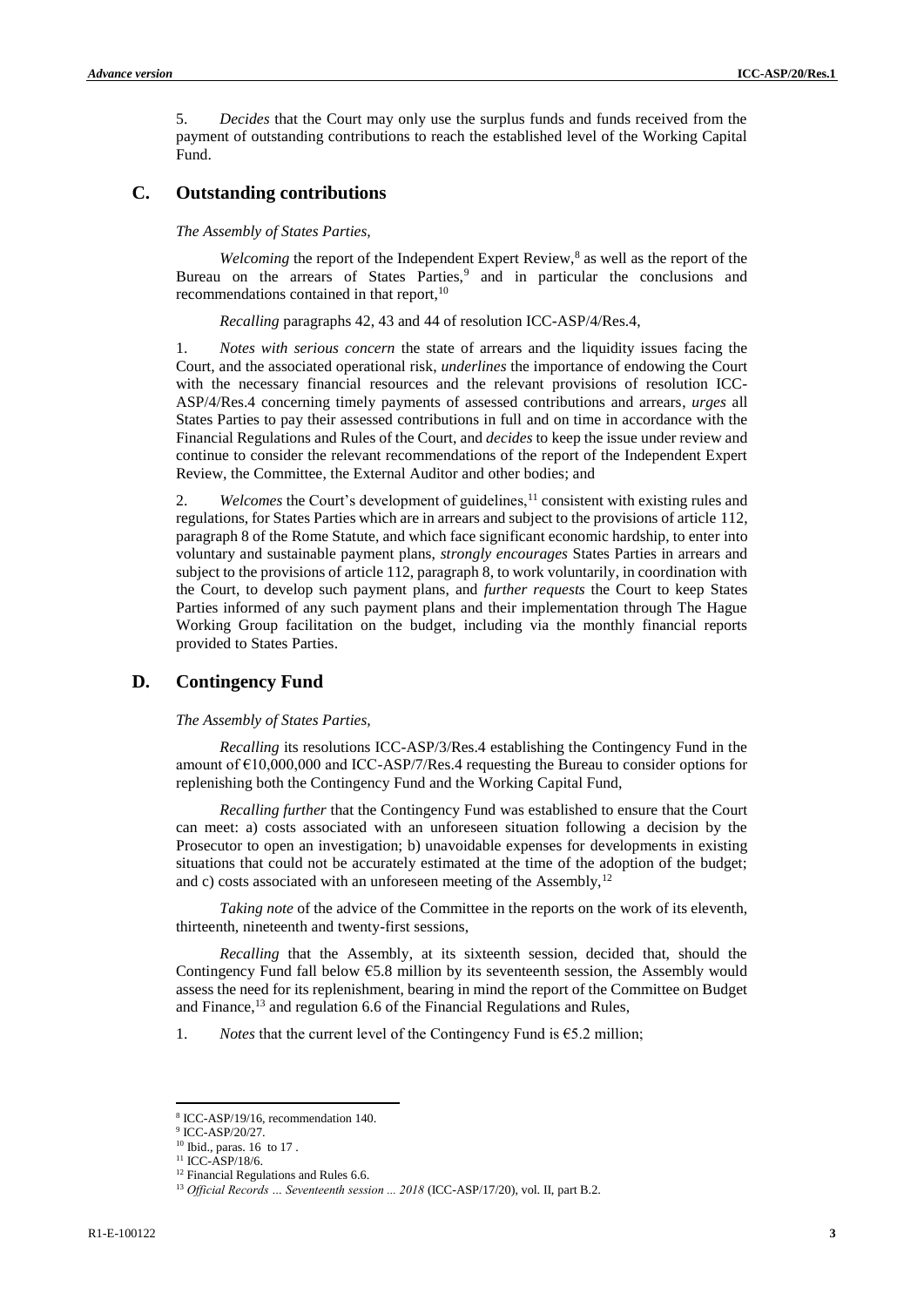5. *Decides* that the Court may only use the surplus funds and funds received from the payment of outstanding contributions to reach the established level of the Working Capital Fund.

## C. Outstanding contributions

*The Assembly of States Parties,*

*Welcoming* the report of the Independent Expert Review,[8] as well as the report of the Bureau on the arrears of States Parties,[9] and in particular the conclusions and recommendations contained in that report,[10]

*Recalling* paragraphs 42, 43 and 44 of resolution ICC-ASP/4/Res.4,

1. *Notes with serious concern* the state of arrears and the liquidity issues facing the Court, and the associated operational risk, *underlines* the importance of endowing the Court with the necessary financial resources and the relevant provisions of resolution ICC-ASP/4/Res.4 concerning timely payments of assessed contributions and arrears, *urges* all States Parties to pay their assessed contributions in full and on time in accordance with the Financial Regulations and Rules of the Court, and *decides* to keep the issue under review and continue to consider the relevant recommendations of the report of the Independent Expert Review, the Committee, the External Auditor and other bodies; and

2. *Welcomes* the Court's development of guidelines,[11] consistent with existing rules and regulations, for States Parties which are in arrears and subject to the provisions of article 112, paragraph 8 of the Rome Statute, and which face significant economic hardship, to enter into voluntary and sustainable payment plans, *strongly encourages* States Parties in arrears and subject to the provisions of article 112, paragraph 8, to work voluntarily, in coordination with the Court, to develop such payment plans, and *further requests* the Court to keep States Parties informed of any such payment plans and their implementation through The Hague Working Group facilitation on the budget, including via the monthly financial reports provided to States Parties.

## D. Contingency Fund

*The Assembly of States Parties,*

*Recalling* its resolutions ICC-ASP/3/Res.4 establishing the Contingency Fund in the amount of €10,000,000 and ICC-ASP/7/Res.4 requesting the Bureau to consider options for replenishing both the Contingency Fund and the Working Capital Fund,

*Recalling further* that the Contingency Fund was established to ensure that the Court can meet: a) costs associated with an unforeseen situation following a decision by the Prosecutor to open an investigation; b) unavoidable expenses for developments in existing situations that could not be accurately estimated at the time of the adoption of the budget; and c) costs associated with an unforeseen meeting of the Assembly,[12]

*Taking note* of the advice of the Committee in the reports on the work of its eleventh, thirteenth, nineteenth and twenty-first sessions,

*Recalling* that the Assembly, at its sixteenth session, decided that, should the Contingency Fund fall below €5.8 million by its seventeenth session, the Assembly would assess the need for its replenishment, bearing in mind the report of the Committee on Budget and Finance,[13] and regulation 6.6 of the Financial Regulations and Rules,

1. *Notes* that the current level of the Contingency Fund is €5.2 million;

---

[8] ICC-ASP/19/16, recommendation 140.

[9] ICC-ASP/20/27.

[10] Ibid., paras. 16 to 17 .

[11] ICC-ASP/18/6.

[12] Financial Regulations and Rules 6.6.

[13] *Official Records … Seventeenth session ... 2018* (ICC-ASP/17/20), vol. II, part B.2.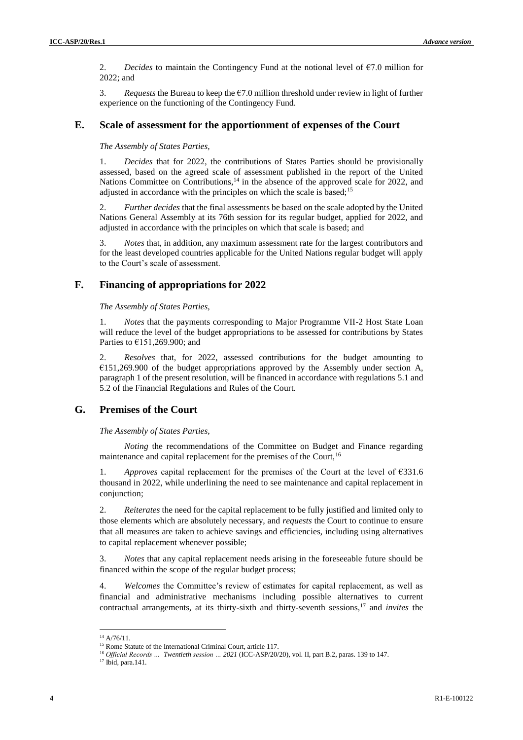2. *Decides* to maintain the Contingency Fund at the notional level of €7.0 million for 2022; and

3. *Requests* the Bureau to keep the €7.0 million threshold under review in light of further experience on the functioning of the Contingency Fund.

## E. Scale of assessment for the apportionment of expenses of the Court

*The Assembly of States Parties,*

1. *Decides* that for 2022, the contributions of States Parties should be provisionally assessed, based on the agreed scale of assessment published in the report of the United Nations Committee on Contributions,[14] in the absence of the approved scale for 2022, and adjusted in accordance with the principles on which the scale is based;[15]

2. *Further decides* that the final assessments be based on the scale adopted by the United Nations General Assembly at its 76th session for its regular budget, applied for 2022, and adjusted in accordance with the principles on which that scale is based; and

3. *Notes* that, in addition, any maximum assessment rate for the largest contributors and for the least developed countries applicable for the United Nations regular budget will apply to the Court's scale of assessment.

## F. Financing of appropriations for 2022

*The Assembly of States Parties,*

1. *Notes* that the payments corresponding to Major Programme VII-2 Host State Loan will reduce the level of the budget appropriations to be assessed for contributions by States Parties to €151,269.900; and

2. *Resolves* that, for 2022, assessed contributions for the budget amounting to €151,269.900 of the budget appropriations approved by the Assembly under section A, paragraph 1 of the present resolution, will be financed in accordance with regulations 5.1 and 5.2 of the Financial Regulations and Rules of the Court.

## G. Premises of the Court

*The Assembly of States Parties,*

*Noting* the recommendations of the Committee on Budget and Finance regarding maintenance and capital replacement for the premises of the Court,[16]

1. *Approves* capital replacement for the premises of the Court at the level of €331.6 thousand in 2022, while underlining the need to see maintenance and capital replacement in conjunction;

2. *Reiterates* the need for the capital replacement to be fully justified and limited only to those elements which are absolutely necessary, and *requests* the Court to continue to ensure that all measures are taken to achieve savings and efficiencies, including using alternatives to capital replacement whenever possible;

3. *Notes* that any capital replacement needs arising in the foreseeable future should be financed within the scope of the regular budget process;

4. *Welcomes* the Committee's review of estimates for capital replacement, as well as financial and administrative mechanisms including possible alternatives to current contractual arrangements, at its thirty-sixth and thirty-seventh sessions,[17] and *invites* the

---

[14] A/76/11.

[15] Rome Statute of the International Criminal Court, article 117.

[16] *Official Records … Twentieth session … 2021* (ICC-ASP/20/20), vol. II, part B.2, paras. 139 to 147.

[17] Ibid, para.141.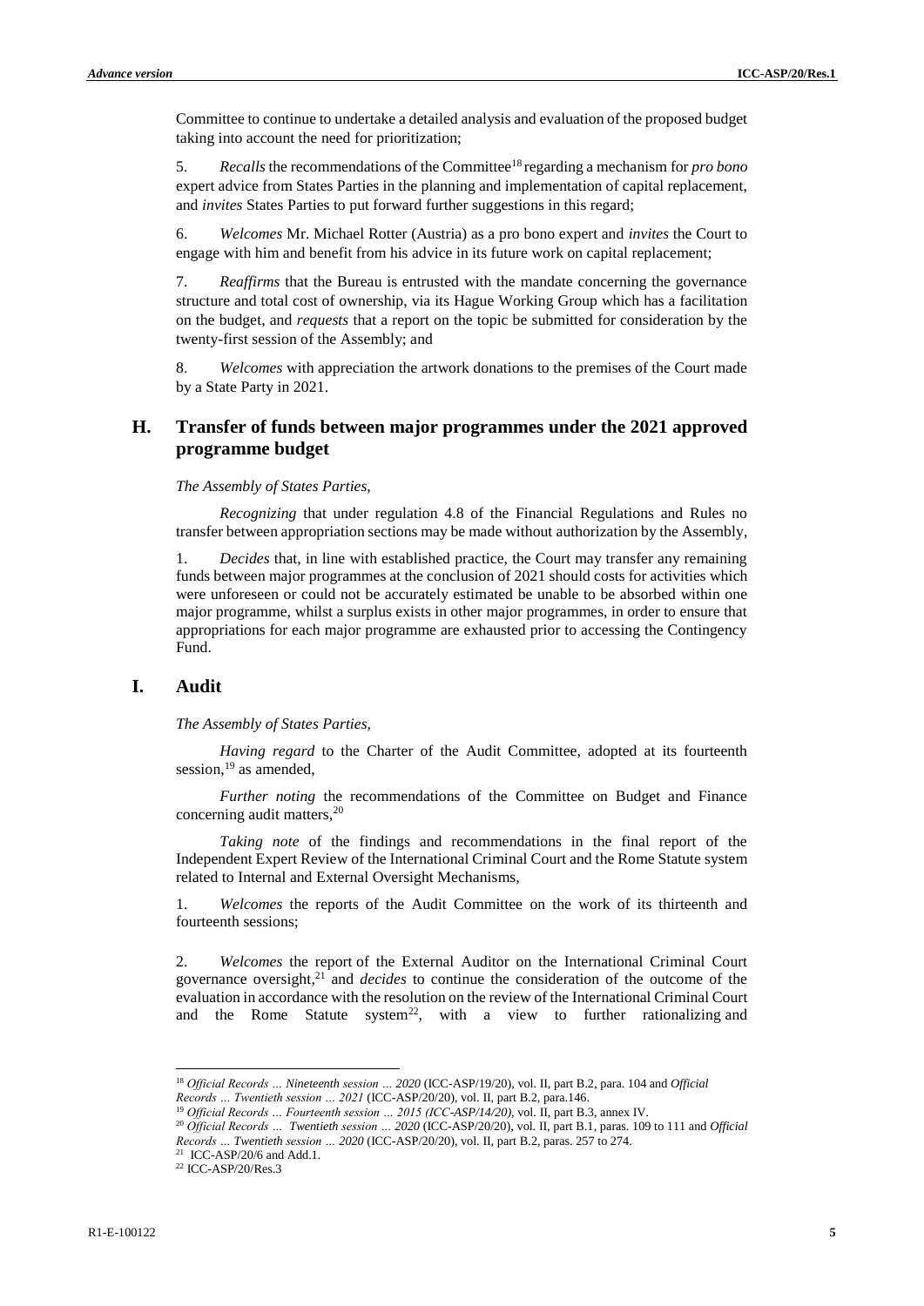Committee to continue to undertake a detailed analysis and evaluation of the proposed budget taking into account the need for prioritization;

5. *Recalls* the recommendations of the Committee[18] regarding a mechanism for *pro bono* expert advice from States Parties in the planning and implementation of capital replacement, and *invites* States Parties to put forward further suggestions in this regard;

6. *Welcomes* Mr. Michael Rotter (Austria) as a pro bono expert and *invites* the Court to engage with him and benefit from his advice in its future work on capital replacement;

7. *Reaffirms* that the Bureau is entrusted with the mandate concerning the governance structure and total cost of ownership, via its Hague Working Group which has a facilitation on the budget, and *requests* that a report on the topic be submitted for consideration by the twenty-first session of the Assembly; and

8. *Welcomes* with appreciation the artwork donations to the premises of the Court made by a State Party in 2021.

## H. Transfer of funds between major programmes under the 2021 approved programme budget

*The Assembly of States Parties*,

*Recognizing* that under regulation 4.8 of the Financial Regulations and Rules no transfer between appropriation sections may be made without authorization by the Assembly,

1. *Decides* that, in line with established practice, the Court may transfer any remaining funds between major programmes at the conclusion of 2021 should costs for activities which were unforeseen or could not be accurately estimated be unable to be absorbed within one major programme, whilst a surplus exists in other major programmes, in order to ensure that appropriations for each major programme are exhausted prior to accessing the Contingency Fund.

## I. Audit

*The Assembly of States Parties*,

*Having regard* to the Charter of the Audit Committee, adopted at its fourteenth session,[19] as amended,

*Further noting* the recommendations of the Committee on Budget and Finance concerning audit matters,[20]

*Taking note* of the findings and recommendations in the final report of the Independent Expert Review of the International Criminal Court and the Rome Statute system related to Internal and External Oversight Mechanisms,

1. *Welcomes* the reports of the Audit Committee on the work of its thirteenth and fourteenth sessions;

2. *Welcomes* the report of the External Auditor on the International Criminal Court governance oversight,[21] and *decides* to continue the consideration of the outcome of the evaluation in accordance with the resolution on the review of the International Criminal Court and the Rome Statute system[22], with a view to further rationalizing and

---

[18] *Official Records … Nineteenth session … 2020* (ICC-ASP/19/20), vol. II, part B.2, para. 104 and *Official Records … Twentieth session … 2021* (ICC-ASP/20/20), vol. II, part B.2, para.146.

[19] *Official Records … Fourteenth session … 2015 (ICC-ASP/14/20)*, vol. II, part B.3, annex IV.

[20] *Official Records … Twentieth session … 2020* (ICC-ASP/20/20), vol. II, part B.1, paras. 109 to 111 and *Official Records … Twentieth session … 2020* (ICC-ASP/20/20), vol. II, part B.2, paras. 257 to 274.

[21] ICC-ASP/20/6 and Add.1.

[22] ICC-ASP/20/Res.3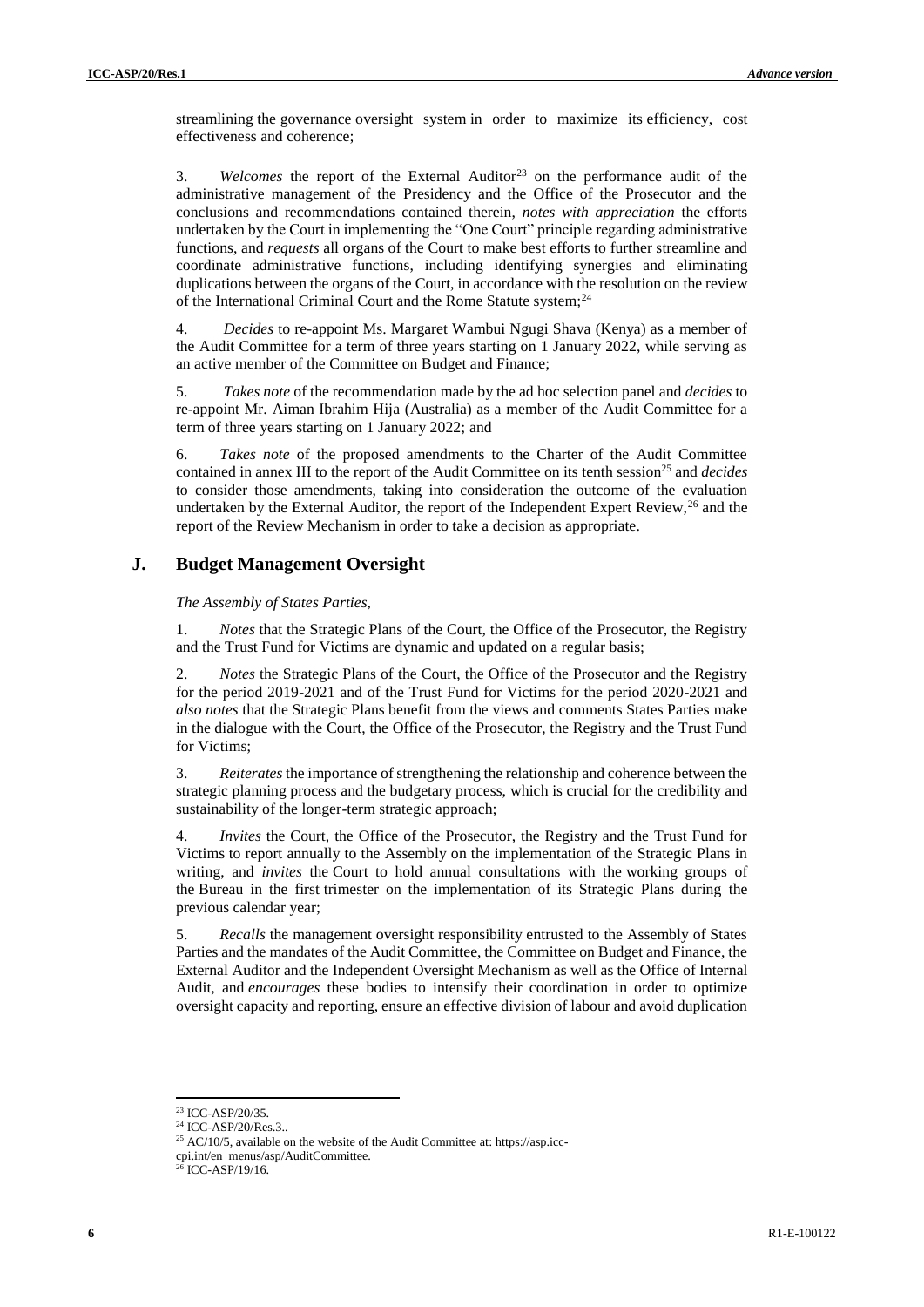streamlining the governance oversight system in order to maximize its efficiency, cost effectiveness and coherence;

3. *Welcomes* the report of the External Auditor[23] on the performance audit of the administrative management of the Presidency and the Office of the Prosecutor and the conclusions and recommendations contained therein, *notes with appreciation* the efforts undertaken by the Court in implementing the "One Court" principle regarding administrative functions, and *requests* all organs of the Court to make best efforts to further streamline and coordinate administrative functions, including identifying synergies and eliminating duplications between the organs of the Court, in accordance with the resolution on the review of the International Criminal Court and the Rome Statute system;[24]

4. *Decides* to re-appoint Ms. Margaret Wambui Ngugi Shava (Kenya) as a member of the Audit Committee for a term of three years starting on 1 January 2022, while serving as an active member of the Committee on Budget and Finance;

5. *Takes note* of the recommendation made by the ad hoc selection panel and *decides* to re-appoint Mr. Aiman Ibrahim Hija (Australia) as a member of the Audit Committee for a term of three years starting on 1 January 2022; and

6. *Takes note* of the proposed amendments to the Charter of the Audit Committee contained in annex III to the report of the Audit Committee on its tenth session[25] and *decides* to consider those amendments, taking into consideration the outcome of the evaluation undertaken by the External Auditor, the report of the Independent Expert Review,[26] and the report of the Review Mechanism in order to take a decision as appropriate.

## J. Budget Management Oversight

*The Assembly of States Parties,*

1. *Notes* that the Strategic Plans of the Court, the Office of the Prosecutor, the Registry and the Trust Fund for Victims are dynamic and updated on a regular basis;

2. *Notes* the Strategic Plans of the Court, the Office of the Prosecutor and the Registry for the period 2019-2021 and of the Trust Fund for Victims for the period 2020-2021 and *also notes* that the Strategic Plans benefit from the views and comments States Parties make in the dialogue with the Court, the Office of the Prosecutor, the Registry and the Trust Fund for Victims;

3. *Reiterates* the importance of strengthening the relationship and coherence between the strategic planning process and the budgetary process, which is crucial for the credibility and sustainability of the longer-term strategic approach;

4. *Invites* the Court, the Office of the Prosecutor, the Registry and the Trust Fund for Victims to report annually to the Assembly on the implementation of the Strategic Plans in writing, and *invites* the Court to hold annual consultations with the working groups of the Bureau in the first trimester on the implementation of its Strategic Plans during the previous calendar year;

5. *Recalls* the management oversight responsibility entrusted to the Assembly of States Parties and the mandates of the Audit Committee, the Committee on Budget and Finance, the External Auditor and the Independent Oversight Mechanism as well as the Office of Internal Audit, and *encourages* these bodies to intensify their coordination in order to optimize oversight capacity and reporting, ensure an effective division of labour and avoid duplication

---

[23] ICC-ASP/20/35.

[24] ICC-ASP/20/Res.3..

[25] AC/10/5, available on the website of the Audit Committee at: https://asp.icc-cpi.int/en_menus/asp/AuditCommittee.

[26] ICC-ASP/19/16.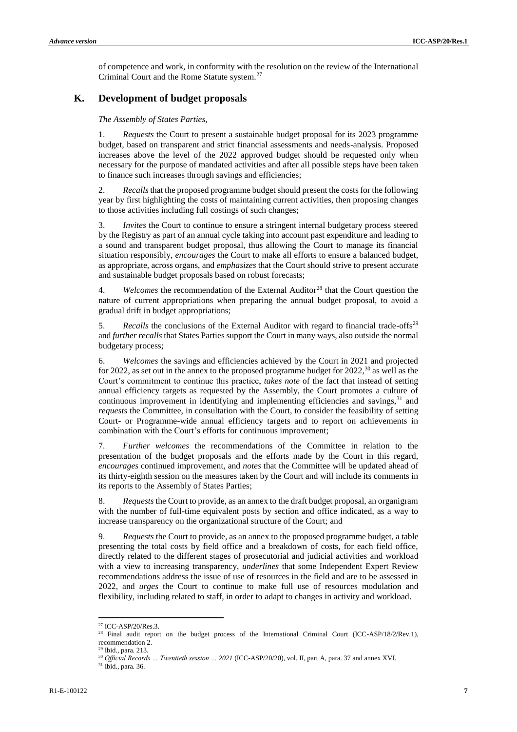of competence and work, in conformity with the resolution on the review of the International Criminal Court and the Rome Statute system.[27]

## K. Development of budget proposals

*The Assembly of States Parties,*

1. *Requests* the Court to present a sustainable budget proposal for its 2023 programme budget, based on transparent and strict financial assessments and needs-analysis. Proposed increases above the level of the 2022 approved budget should be requested only when necessary for the purpose of mandated activities and after all possible steps have been taken to finance such increases through savings and efficiencies;

2. *Recalls* that the proposed programme budget should present the costs for the following year by first highlighting the costs of maintaining current activities, then proposing changes to those activities including full costings of such changes;

3. *Invites* the Court to continue to ensure a stringent internal budgetary process steered by the Registry as part of an annual cycle taking into account past expenditure and leading to a sound and transparent budget proposal, thus allowing the Court to manage its financial situation responsibly, *encourages* the Court to make all efforts to ensure a balanced budget, as appropriate, across organs, and *emphasizes* that the Court should strive to present accurate and sustainable budget proposals based on robust forecasts;

4. *Welcomes* the recommendation of the External Auditor[28] that the Court question the nature of current appropriations when preparing the annual budget proposal, to avoid a gradual drift in budget appropriations;

5. *Recalls* the conclusions of the External Auditor with regard to financial trade-offs[29] and *further recalls* that States Parties support the Court in many ways, also outside the normal budgetary process;

6. *Welcomes* the savings and efficiencies achieved by the Court in 2021 and projected for 2022, as set out in the annex to the proposed programme budget for 2022,[30] as well as the Court's commitment to continue this practice, *takes note* of the fact that instead of setting annual efficiency targets as requested by the Assembly, the Court promotes a culture of continuous improvement in identifying and implementing efficiencies and savings,[31] and *requests* the Committee, in consultation with the Court, to consider the feasibility of setting Court- or Programme-wide annual efficiency targets and to report on achievements in combination with the Court's efforts for continuous improvement;

7. *Further welcomes* the recommendations of the Committee in relation to the presentation of the budget proposals and the efforts made by the Court in this regard, *encourages* continued improvement, and *notes* that the Committee will be updated ahead of its thirty-eighth session on the measures taken by the Court and will include its comments in its reports to the Assembly of States Parties;

8. *Requests* the Court to provide, as an annex to the draft budget proposal, an organigram with the number of full-time equivalent posts by section and office indicated, as a way to increase transparency on the organizational structure of the Court; and

9. *Requests* the Court to provide, as an annex to the proposed programme budget, a table presenting the total costs by field office and a breakdown of costs, for each field office, directly related to the different stages of prosecutorial and judicial activities and workload with a view to increasing transparency, *underlines* that some Independent Expert Review recommendations address the issue of use of resources in the field and are to be assessed in 2022, and *urges* the Court to continue to make full use of resources modulation and flexibility, including related to staff, in order to adapt to changes in activity and workload.

---

[27] ICC-ASP/20/Res.3.

[28] Final audit report on the budget process of the International Criminal Court (ICC-ASP/18/2/Rev.1), recommendation 2.

[29] Ibid., para. 213.

[30] *Official Records … Twentieth session … 2021* (ICC-ASP/20/20), vol. II, part A, para. 37 and annex XVI.

[31] Ibid., para. 36.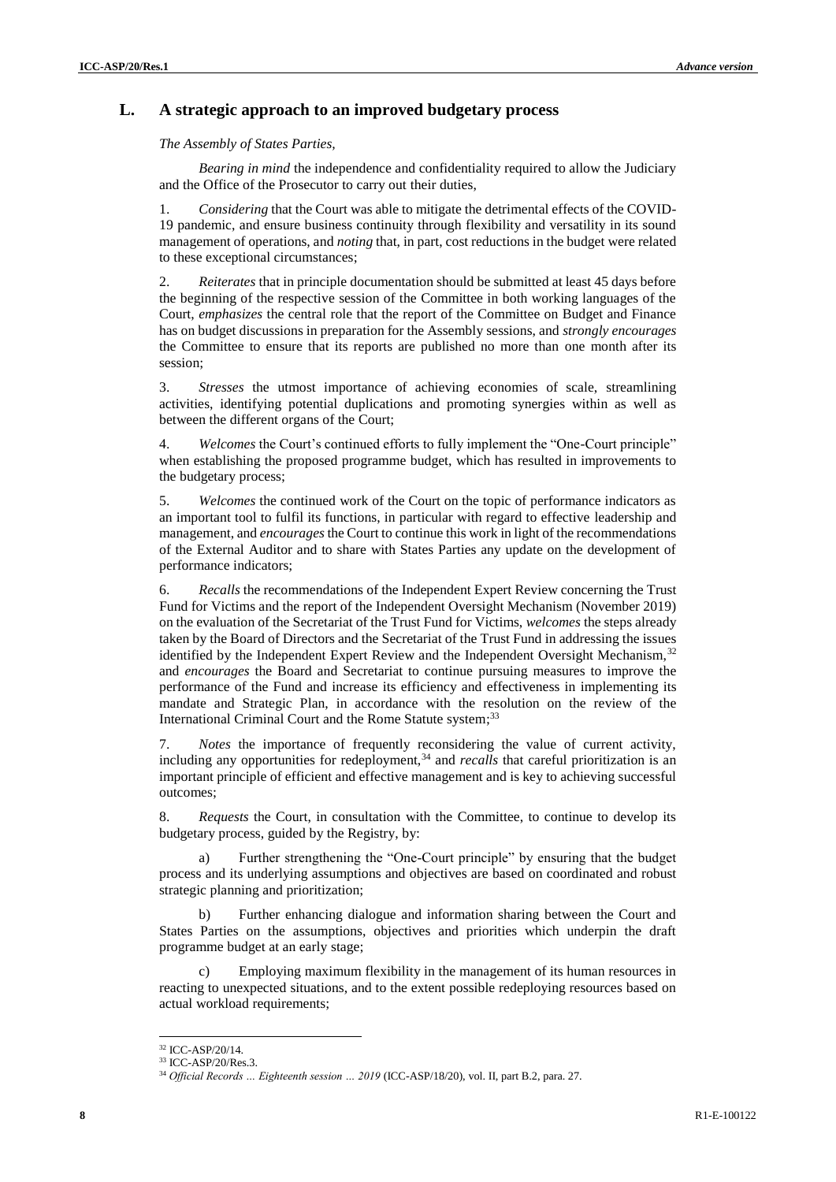## L. A strategic approach to an improved budgetary process

*The Assembly of States Parties*,

*Bearing in mind* the independence and confidentiality required to allow the Judiciary and the Office of the Prosecutor to carry out their duties,

1. *Considering* that the Court was able to mitigate the detrimental effects of the COVID-19 pandemic, and ensure business continuity through flexibility and versatility in its sound management of operations, and *noting* that, in part, cost reductions in the budget were related to these exceptional circumstances;

2. *Reiterates* that in principle documentation should be submitted at least 45 days before the beginning of the respective session of the Committee in both working languages of the Court, *emphasizes* the central role that the report of the Committee on Budget and Finance has on budget discussions in preparation for the Assembly sessions, and *strongly encourages* the Committee to ensure that its reports are published no more than one month after its session;

3. *Stresses* the utmost importance of achieving economies of scale, streamlining activities, identifying potential duplications and promoting synergies within as well as between the different organs of the Court;

4. *Welcomes* the Court's continued efforts to fully implement the "One-Court principle" when establishing the proposed programme budget, which has resulted in improvements to the budgetary process;

5. *Welcomes* the continued work of the Court on the topic of performance indicators as an important tool to fulfil its functions, in particular with regard to effective leadership and management, and *encourages* the Court to continue this work in light of the recommendations of the External Auditor and to share with States Parties any update on the development of performance indicators;

6. *Recalls* the recommendations of the Independent Expert Review concerning the Trust Fund for Victims and the report of the Independent Oversight Mechanism (November 2019) on the evaluation of the Secretariat of the Trust Fund for Victims, *welcomes* the steps already taken by the Board of Directors and the Secretariat of the Trust Fund in addressing the issues identified by the Independent Expert Review and the Independent Oversight Mechanism,[32] and *encourages* the Board and Secretariat to continue pursuing measures to improve the performance of the Fund and increase its efficiency and effectiveness in implementing its mandate and Strategic Plan, in accordance with the resolution on the review of the International Criminal Court and the Rome Statute system;[33]

7. *Notes* the importance of frequently reconsidering the value of current activity, including any opportunities for redeployment,[34] and *recalls* that careful prioritization is an important principle of efficient and effective management and is key to achieving successful outcomes;

8. *Requests* the Court, in consultation with the Committee, to continue to develop its budgetary process, guided by the Registry, by:

a) Further strengthening the "One-Court principle" by ensuring that the budget process and its underlying assumptions and objectives are based on coordinated and robust strategic planning and prioritization;

b) Further enhancing dialogue and information sharing between the Court and States Parties on the assumptions, objectives and priorities which underpin the draft programme budget at an early stage;

c) Employing maximum flexibility in the management of its human resources in reacting to unexpected situations, and to the extent possible redeploying resources based on actual workload requirements;

---

[32] ICC-ASP/20/14.

[33] ICC-ASP/20/Res.3.

[34] *Official Records … Eighteenth session … 2019* (ICC-ASP/18/20), vol. II, part B.2, para. 27.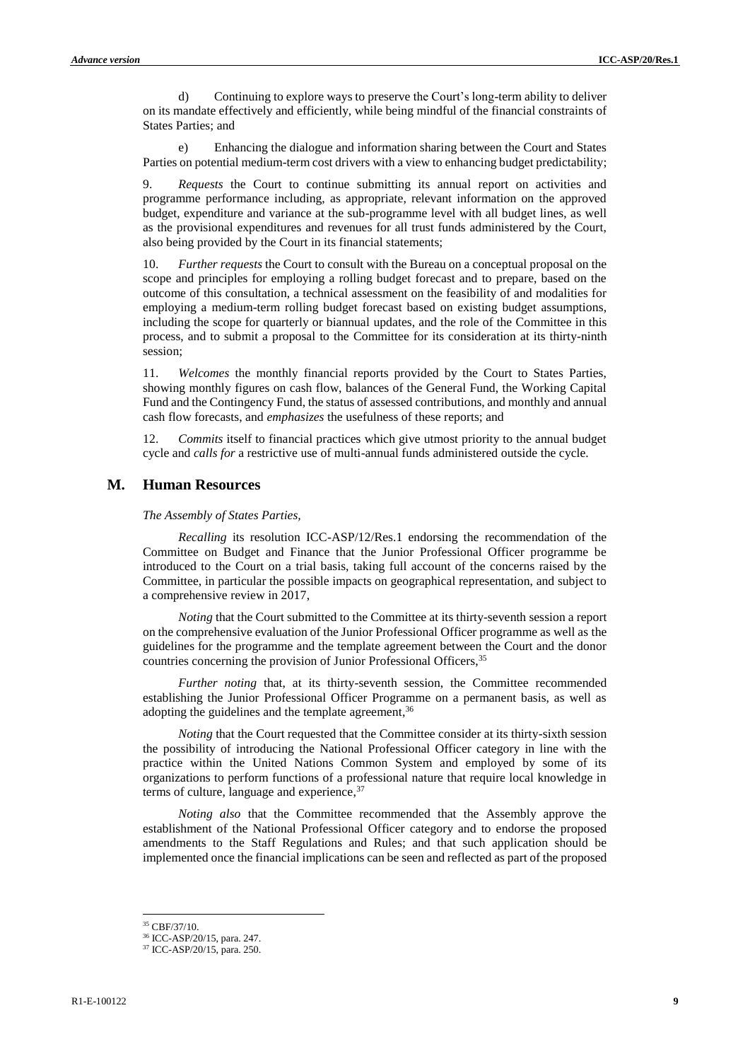d) Continuing to explore ways to preserve the Court's long-term ability to deliver on its mandate effectively and efficiently, while being mindful of the financial constraints of States Parties; and

e) Enhancing the dialogue and information sharing between the Court and States Parties on potential medium-term cost drivers with a view to enhancing budget predictability;

9. *Requests* the Court to continue submitting its annual report on activities and programme performance including, as appropriate, relevant information on the approved budget, expenditure and variance at the sub-programme level with all budget lines, as well as the provisional expenditures and revenues for all trust funds administered by the Court, also being provided by the Court in its financial statements;

10. *Further requests* the Court to consult with the Bureau on a conceptual proposal on the scope and principles for employing a rolling budget forecast and to prepare, based on the outcome of this consultation, a technical assessment on the feasibility of and modalities for employing a medium-term rolling budget forecast based on existing budget assumptions, including the scope for quarterly or biannual updates, and the role of the Committee in this process, and to submit a proposal to the Committee for its consideration at its thirty-ninth session;

11. *Welcomes* the monthly financial reports provided by the Court to States Parties, showing monthly figures on cash flow, balances of the General Fund, the Working Capital Fund and the Contingency Fund, the status of assessed contributions, and monthly and annual cash flow forecasts, and *emphasizes* the usefulness of these reports; and

12. *Commits* itself to financial practices which give utmost priority to the annual budget cycle and *calls for* a restrictive use of multi-annual funds administered outside the cycle.

## M. Human Resources

*The Assembly of States Parties,*

*Recalling* its resolution ICC-ASP/12/Res.1 endorsing the recommendation of the Committee on Budget and Finance that the Junior Professional Officer programme be introduced to the Court on a trial basis, taking full account of the concerns raised by the Committee, in particular the possible impacts on geographical representation, and subject to a comprehensive review in 2017,

*Noting* that the Court submitted to the Committee at its thirty-seventh session a report on the comprehensive evaluation of the Junior Professional Officer programme as well as the guidelines for the programme and the template agreement between the Court and the donor countries concerning the provision of Junior Professional Officers,[35]

*Further noting* that, at its thirty-seventh session, the Committee recommended establishing the Junior Professional Officer Programme on a permanent basis, as well as adopting the guidelines and the template agreement,[36]

*Noting* that the Court requested that the Committee consider at its thirty-sixth session the possibility of introducing the National Professional Officer category in line with the practice within the United Nations Common System and employed by some of its organizations to perform functions of a professional nature that require local knowledge in terms of culture, language and experience,[37]

*Noting also* that the Committee recommended that the Assembly approve the establishment of the National Professional Officer category and to endorse the proposed amendments to the Staff Regulations and Rules; and that such application should be implemented once the financial implications can be seen and reflected as part of the proposed

---

[35] CBF/37/10.

[36] ICC-ASP/20/15, para. 247.

[37] ICC-ASP/20/15, para. 250.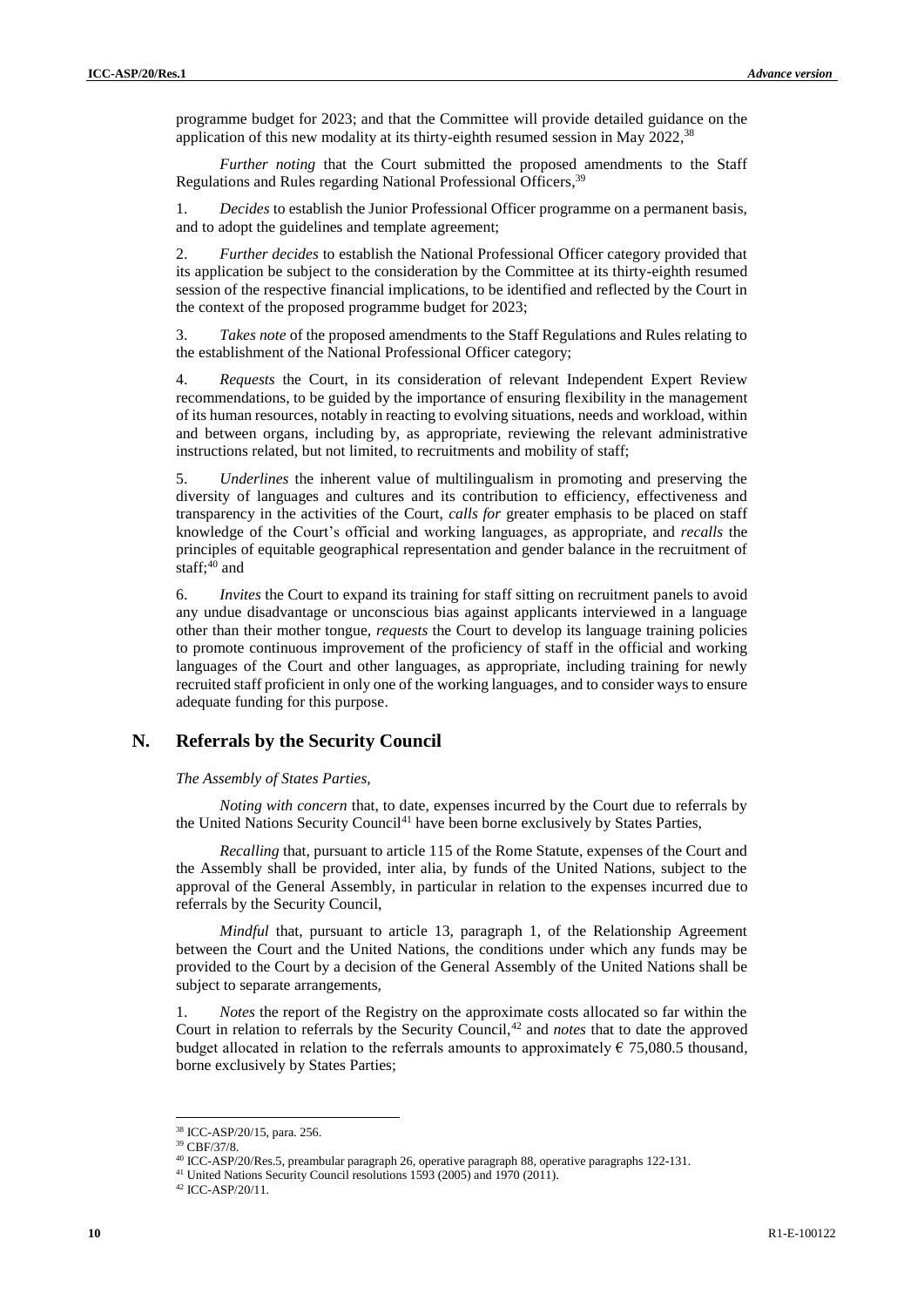programme budget for 2023; and that the Committee will provide detailed guidance on the application of this new modality at its thirty-eighth resumed session in May 2022,[38]

*Further noting* that the Court submitted the proposed amendments to the Staff Regulations and Rules regarding National Professional Officers,[39]

1. *Decides* to establish the Junior Professional Officer programme on a permanent basis, and to adopt the guidelines and template agreement;

2. *Further decides* to establish the National Professional Officer category provided that its application be subject to the consideration by the Committee at its thirty-eighth resumed session of the respective financial implications, to be identified and reflected by the Court in the context of the proposed programme budget for 2023;

3. *Takes note* of the proposed amendments to the Staff Regulations and Rules relating to the establishment of the National Professional Officer category;

4. *Requests* the Court, in its consideration of relevant Independent Expert Review recommendations, to be guided by the importance of ensuring flexibility in the management of its human resources, notably in reacting to evolving situations, needs and workload, within and between organs, including by, as appropriate, reviewing the relevant administrative instructions related, but not limited, to recruitments and mobility of staff;

5. *Underlines* the inherent value of multilingualism in promoting and preserving the diversity of languages and cultures and its contribution to efficiency, effectiveness and transparency in the activities of the Court, *calls for* greater emphasis to be placed on staff knowledge of the Court's official and working languages, as appropriate, and *recalls* the principles of equitable geographical representation and gender balance in the recruitment of staff;[40] and

6. *Invites* the Court to expand its training for staff sitting on recruitment panels to avoid any undue disadvantage or unconscious bias against applicants interviewed in a language other than their mother tongue, *requests* the Court to develop its language training policies to promote continuous improvement of the proficiency of staff in the official and working languages of the Court and other languages, as appropriate, including training for newly recruited staff proficient in only one of the working languages, and to consider ways to ensure adequate funding for this purpose.

## N. Referrals by the Security Council

*The Assembly of States Parties,*

*Noting with concern* that, to date, expenses incurred by the Court due to referrals by the United Nations Security Council[41] have been borne exclusively by States Parties,

*Recalling* that, pursuant to article 115 of the Rome Statute, expenses of the Court and the Assembly shall be provided, inter alia, by funds of the United Nations, subject to the approval of the General Assembly, in particular in relation to the expenses incurred due to referrals by the Security Council,

*Mindful* that, pursuant to article 13, paragraph 1, of the Relationship Agreement between the Court and the United Nations, the conditions under which any funds may be provided to the Court by a decision of the General Assembly of the United Nations shall be subject to separate arrangements,

1. *Notes* the report of the Registry on the approximate costs allocated so far within the Court in relation to referrals by the Security Council,[42] and *notes* that to date the approved budget allocated in relation to the referrals amounts to approximately € 75,080.5 thousand, borne exclusively by States Parties;

---

[38] ICC-ASP/20/15, para. 256.

[39] CBF/37/8.

[40] ICC-ASP/20/Res.5, preambular paragraph 26, operative paragraph 88, operative paragraphs 122-131.

[41] United Nations Security Council resolutions 1593 (2005) and 1970 (2011).

[42] ICC-ASP/20/11.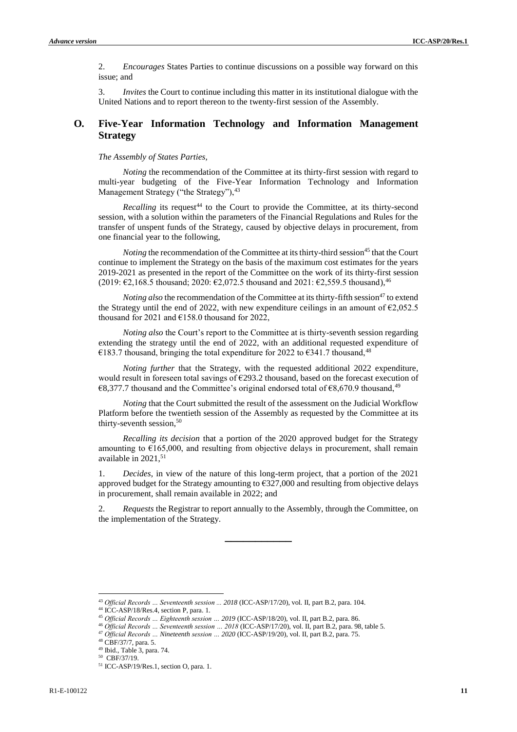2. *Encourages* States Parties to continue discussions on a possible way forward on this issue; and

3. *Invites* the Court to continue including this matter in its institutional dialogue with the United Nations and to report thereon to the twenty-first session of the Assembly.

## O. Five-Year Information Technology and Information Management Strategy

*The Assembly of States Parties,*

*Noting* the recommendation of the Committee at its thirty-first session with regard to multi-year budgeting of the Five-Year Information Technology and Information Management Strategy ("the Strategy"),[43]

*Recalling* its request[44] to the Court to provide the Committee, at its thirty-second session, with a solution within the parameters of the Financial Regulations and Rules for the transfer of unspent funds of the Strategy, caused by objective delays in procurement, from one financial year to the following,

*Noting* the recommendation of the Committee at its thirty-third session[45] that the Court continue to implement the Strategy on the basis of the maximum cost estimates for the years 2019-2021 as presented in the report of the Committee on the work of its thirty-first session (2019: €2,168.5 thousand; 2020: €2,072.5 thousand and 2021: €2,559.5 thousand),[46]

*Noting also* the recommendation of the Committee at its thirty-fifth session[47] to extend the Strategy until the end of 2022, with new expenditure ceilings in an amount of €2,052.5 thousand for 2021 and €158.0 thousand for 2022,

*Noting also* the Court's report to the Committee at is thirty-seventh session regarding extending the strategy until the end of 2022, with an additional requested expenditure of €183.7 thousand, bringing the total expenditure for 2022 to €341.7 thousand,[48]

*Noting further* that the Strategy, with the requested additional 2022 expenditure, would result in foreseen total savings of €293.2 thousand, based on the forecast execution of €8,377.7 thousand and the Committee's original endorsed total of €8,670.9 thousand,[49]

*Noting* that the Court submitted the result of the assessment on the Judicial Workflow Platform before the twentieth session of the Assembly as requested by the Committee at its thirty-seventh session,[50]

*Recalling its decision* that a portion of the 2020 approved budget for the Strategy amounting to €165,000, and resulting from objective delays in procurement, shall remain available in 2021,[51]

1. *Decides*, in view of the nature of this long-term project, that a portion of the 2021 approved budget for the Strategy amounting to €327,000 and resulting from objective delays in procurement, shall remain available in 2022; and

2. *Requests* the Registrar to report annually to the Assembly, through the Committee, on the implementation of the Strategy.

---

[43] *Official Records … Seventeenth session ... 2018* (ICC-ASP/17/20), vol. II, part B.2, para. 104.

[44] ICC-ASP/18/Res.4, section P, para. 1.

[45] *Official Records … Eighteenth session … 2019* (ICC-ASP/18/20), vol. II, part B.2, para. 86.

[46] *Official Records … Seventeenth session … 2018* (ICC-ASP/17/20), vol. II, part B.2, para. 98, table 5.

[47] *Official Records … Nineteenth session … 2020* (ICC-ASP/19/20), vol. II, part B.2, para. 75.

[48] CBF/37/7, para. 5.

[49] Ibid., Table 3, para. 74.

[50] CBF/37/19.

[51] ICC-ASP/19/Res.1, section O, para. 1.